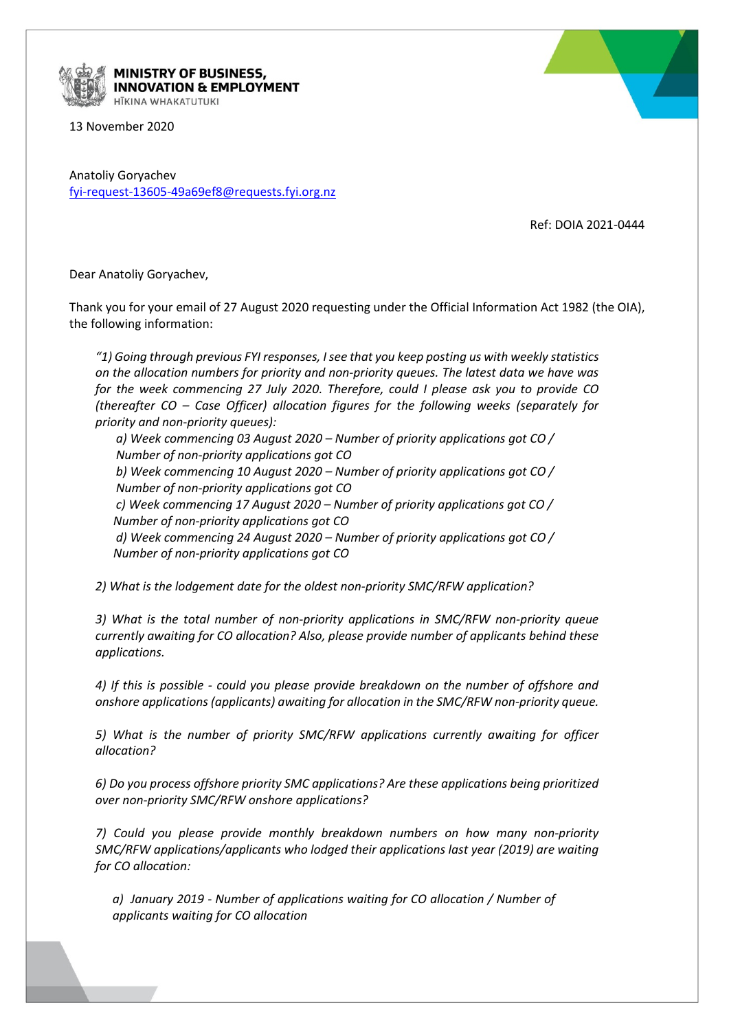**MINISTRY OF BUSINESS, INNOVATION & EMPLOYMENT**
HĪKINA WHAKATUTUKI

13 November 2020

Anatoliy Goryachev
fyi-request-13605-49a69ef8@requests.fyi.org.nz

Ref: DOIA 2021-0444

Dear Anatoliy Goryachev,

Thank you for your email of 27 August 2020 requesting under the Official Information Act 1982 (the OIA), the following information:

> *"1) Going through previous FYI responses, I see that you keep posting us with weekly statistics on the allocation numbers for priority and non-priority queues. The latest data we have was for the week commencing 27 July 2020. Therefore, could I please ask you to provide CO (thereafter CO – Case Officer) allocation figures for the following weeks (separately for priority and non-priority queues):*
>
> *a) Week commencing 03 August 2020 – Number of priority applications got CO / Number of non-priority applications got CO*
> *b) Week commencing 10 August 2020 – Number of priority applications got CO / Number of non-priority applications got CO*
> *c) Week commencing 17 August 2020 – Number of priority applications got CO / Number of non-priority applications got CO*
> *d) Week commencing 24 August 2020 – Number of priority applications got CO / Number of non-priority applications got CO*
>
> *2) What is the lodgement date for the oldest non-priority SMC/RFW application?*
>
> *3) What is the total number of non-priority applications in SMC/RFW non-priority queue currently awaiting for CO allocation? Also, please provide number of applicants behind these applications.*
>
> *4) If this is possible - could you please provide breakdown on the number of offshore and onshore applications (applicants) awaiting for allocation in the SMC/RFW non-priority queue.*
>
> *5) What is the number of priority SMC/RFW applications currently awaiting for officer allocation?*
>
> *6) Do you process offshore priority SMC applications? Are these applications being prioritized over non-priority SMC/RFW onshore applications?*
>
> *7) Could you please provide monthly breakdown numbers on how many non-priority SMC/RFW applications/applicants who lodged their applications last year (2019) are waiting for CO allocation:*
>
> *a) January 2019 - Number of applications waiting for CO allocation / Number of applicants waiting for CO allocation*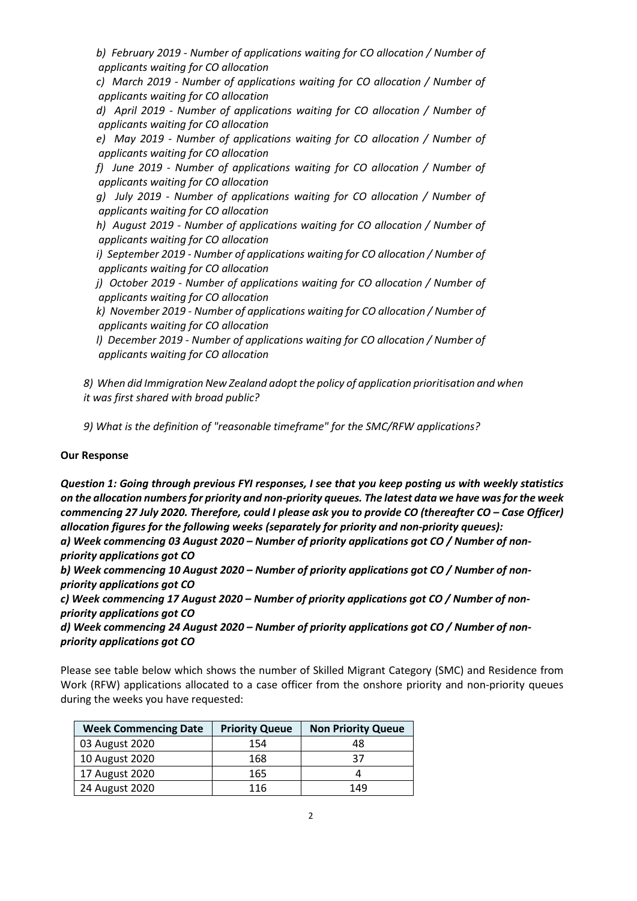*b) February 2019 - Number of applications waiting for CO allocation / Number of applicants waiting for CO allocation*

*c) March 2019 - Number of applications waiting for CO allocation / Number of applicants waiting for CO allocation*

*d) April 2019 - Number of applications waiting for CO allocation / Number of applicants waiting for CO allocation*

*e) May 2019 - Number of applications waiting for CO allocation / Number of applicants waiting for CO allocation*

*f) June 2019 - Number of applications waiting for CO allocation / Number of applicants waiting for CO allocation*

*g) July 2019 - Number of applications waiting for CO allocation / Number of applicants waiting for CO allocation*

*h) August 2019 - Number of applications waiting for CO allocation / Number of applicants waiting for CO allocation*

*i) September 2019 - Number of applications waiting for CO allocation / Number of applicants waiting for CO allocation*

*j) October 2019 - Number of applications waiting for CO allocation / Number of applicants waiting for CO allocation*

*k) November 2019 - Number of applications waiting for CO allocation / Number of applicants waiting for CO allocation*

*l) December 2019 - Number of applications waiting for CO allocation / Number of applicants waiting for CO allocation*

*8) When did Immigration New Zealand adopt the policy of application prioritisation and when it was first shared with broad public?*

*9) What is the definition of "reasonable timeframe" for the SMC/RFW applications?*

**Our Response**

***Question 1: Going through previous FYI responses, I see that you keep posting us with weekly statistics on the allocation numbers for priority and non-priority queues. The latest data we have was for the week commencing 27 July 2020. Therefore, could I please ask you to provide CO (thereafter CO – Case Officer) allocation figures for the following weeks (separately for priority and non-priority queues):***

***a) Week commencing 03 August 2020 – Number of priority applications got CO / Number of non-priority applications got CO***

***b) Week commencing 10 August 2020 – Number of priority applications got CO / Number of non-priority applications got CO***

***c) Week commencing 17 August 2020 – Number of priority applications got CO / Number of non-priority applications got CO***

***d) Week commencing 24 August 2020 – Number of priority applications got CO / Number of non-priority applications got CO***

Please see table below which shows the number of Skilled Migrant Category (SMC) and Residence from Work (RFW) applications allocated to a case officer from the onshore priority and non-priority queues during the weeks you have requested:

| Week Commencing Date | Priority Queue | Non Priority Queue |
|---|---|---|
| 03 August 2020 | 154 | 48 |
| 10 August 2020 | 168 | 37 |
| 17 August 2020 | 165 | 4 |
| 24 August 2020 | 116 | 149 |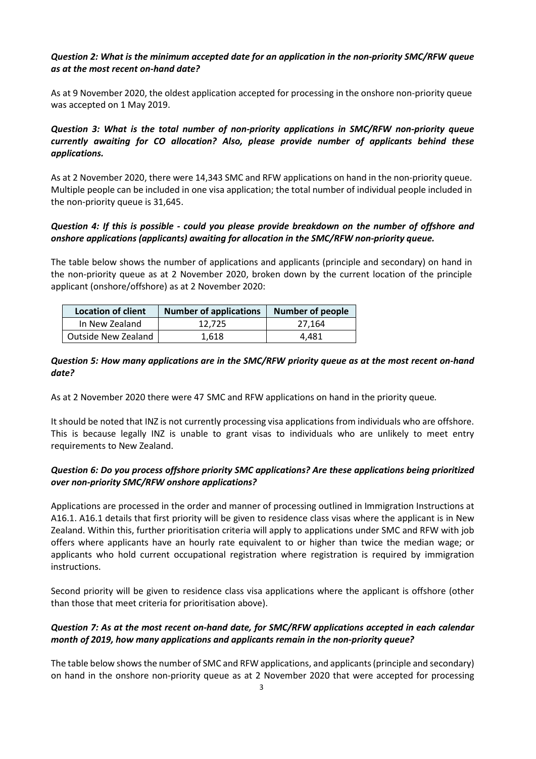***Question 2: What is the minimum accepted date for an application in the non-priority SMC/RFW queue as at the most recent on-hand date?***

As at 9 November 2020, the oldest application accepted for processing in the onshore non-priority queue was accepted on 1 May 2019.

***Question 3: What is the total number of non-priority applications in SMC/RFW non-priority queue currently awaiting for CO allocation? Also, please provide number of applicants behind these applications.***

As at 2 November 2020, there were 14,343 SMC and RFW applications on hand in the non-priority queue. Multiple people can be included in one visa application; the total number of individual people included in the non-priority queue is 31,645.

***Question 4: If this is possible - could you please provide breakdown on the number of offshore and onshore applications (applicants) awaiting for allocation in the SMC/RFW non-priority queue.***

The table below shows the number of applications and applicants (principle and secondary) on hand in the non-priority queue as at 2 November 2020, broken down by the current location of the principle applicant (onshore/offshore) as at 2 November 2020:

| Location of client | Number of applications | Number of people |
|---|---|---|
| In New Zealand | 12,725 | 27,164 |
| Outside New Zealand | 1,618 | 4,481 |

***Question 5: How many applications are in the SMC/RFW priority queue as at the most recent on-hand date?***

As at 2 November 2020 there were 47 SMC and RFW applications on hand in the priority queue.

It should be noted that INZ is not currently processing visa applications from individuals who are offshore. This is because legally INZ is unable to grant visas to individuals who are unlikely to meet entry requirements to New Zealand.

***Question 6: Do you process offshore priority SMC applications? Are these applications being prioritized over non-priority SMC/RFW onshore applications?***

Applications are processed in the order and manner of processing outlined in Immigration Instructions at A16.1. A16.1 details that first priority will be given to residence class visas where the applicant is in New Zealand. Within this, further prioritisation criteria will apply to applications under SMC and RFW with job offers where applicants have an hourly rate equivalent to or higher than twice the median wage; or applicants who hold current occupational registration where registration is required by immigration instructions.

Second priority will be given to residence class visa applications where the applicant is offshore (other than those that meet criteria for prioritisation above).

***Question 7: As at the most recent on-hand date, for SMC/RFW applications accepted in each calendar month of 2019, how many applications and applicants remain in the non-priority queue?***

The table below shows the number of SMC and RFW applications, and applicants (principle and secondary) on hand in the onshore non-priority queue as at 2 November 2020 that were accepted for processing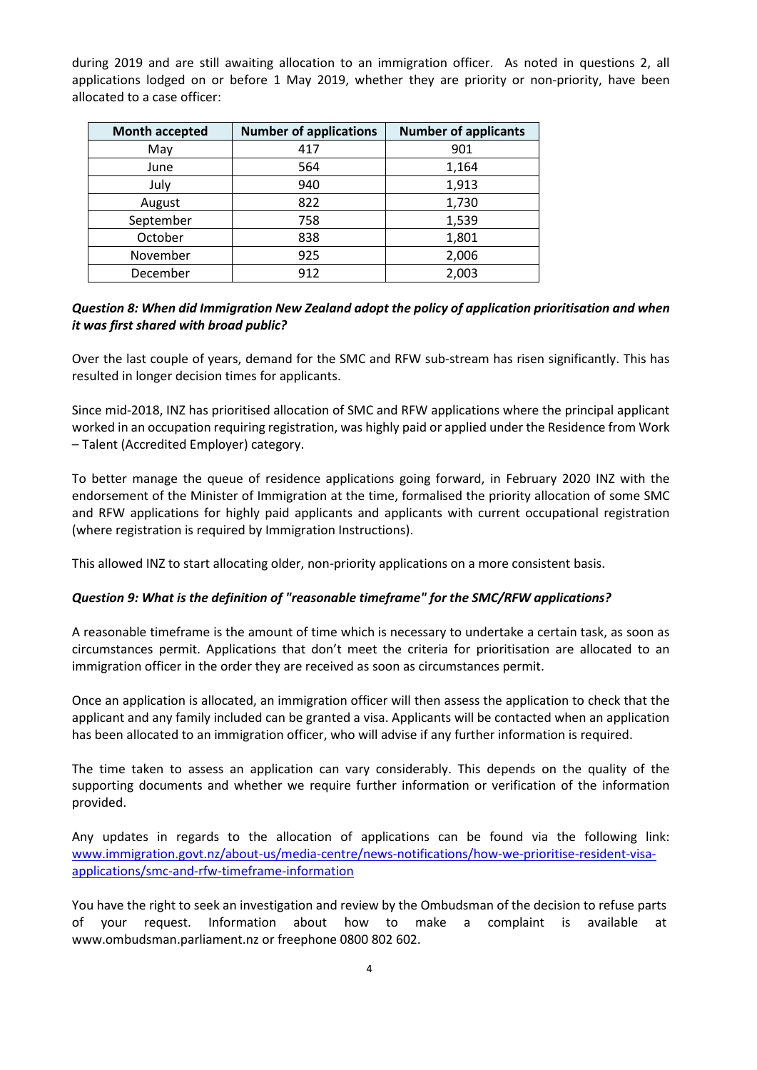during 2019 and are still awaiting allocation to an immigration officer. As noted in questions 2, all applications lodged on or before 1 May 2019, whether they are priority or non-priority, have been allocated to a case officer:

| Month accepted | Number of applications | Number of applicants |
| --- | --- | --- |
| May | 417 | 901 |
| June | 564 | 1,164 |
| July | 940 | 1,913 |
| August | 822 | 1,730 |
| September | 758 | 1,539 |
| October | 838 | 1,801 |
| November | 925 | 2,006 |
| December | 912 | 2,003 |

***Question 8: When did Immigration New Zealand adopt the policy of application prioritisation and when it was first shared with broad public?***

Over the last couple of years, demand for the SMC and RFW sub-stream has risen significantly. This has resulted in longer decision times for applicants.

Since mid-2018, INZ has prioritised allocation of SMC and RFW applications where the principal applicant worked in an occupation requiring registration, was highly paid or applied under the Residence from Work – Talent (Accredited Employer) category.

To better manage the queue of residence applications going forward, in February 2020 INZ with the endorsement of the Minister of Immigration at the time, formalised the priority allocation of some SMC and RFW applications for highly paid applicants and applicants with current occupational registration (where registration is required by Immigration Instructions).

This allowed INZ to start allocating older, non-priority applications on a more consistent basis.

***Question 9: What is the definition of "reasonable timeframe" for the SMC/RFW applications?***

A reasonable timeframe is the amount of time which is necessary to undertake a certain task, as soon as circumstances permit. Applications that don't meet the criteria for prioritisation are allocated to an immigration officer in the order they are received as soon as circumstances permit.

Once an application is allocated, an immigration officer will then assess the application to check that the applicant and any family included can be granted a visa. Applicants will be contacted when an application has been allocated to an immigration officer, who will advise if any further information is required.

The time taken to assess an application can vary considerably. This depends on the quality of the supporting documents and whether we require further information or verification of the information provided.

Any updates in regards to the allocation of applications can be found via the following link: [www.immigration.govt.nz/about-us/media-centre/news-notifications/how-we-prioritise-resident-visa-applications/smc-and-rfw-timeframe-information](www.immigration.govt.nz/about-us/media-centre/news-notifications/how-we-prioritise-resident-visa-applications/smc-and-rfw-timeframe-information)

You have the right to seek an investigation and review by the Ombudsman of the decision to refuse parts of your request. Information about how to make a complaint is available at www.ombudsman.parliament.nz or freephone 0800 802 602.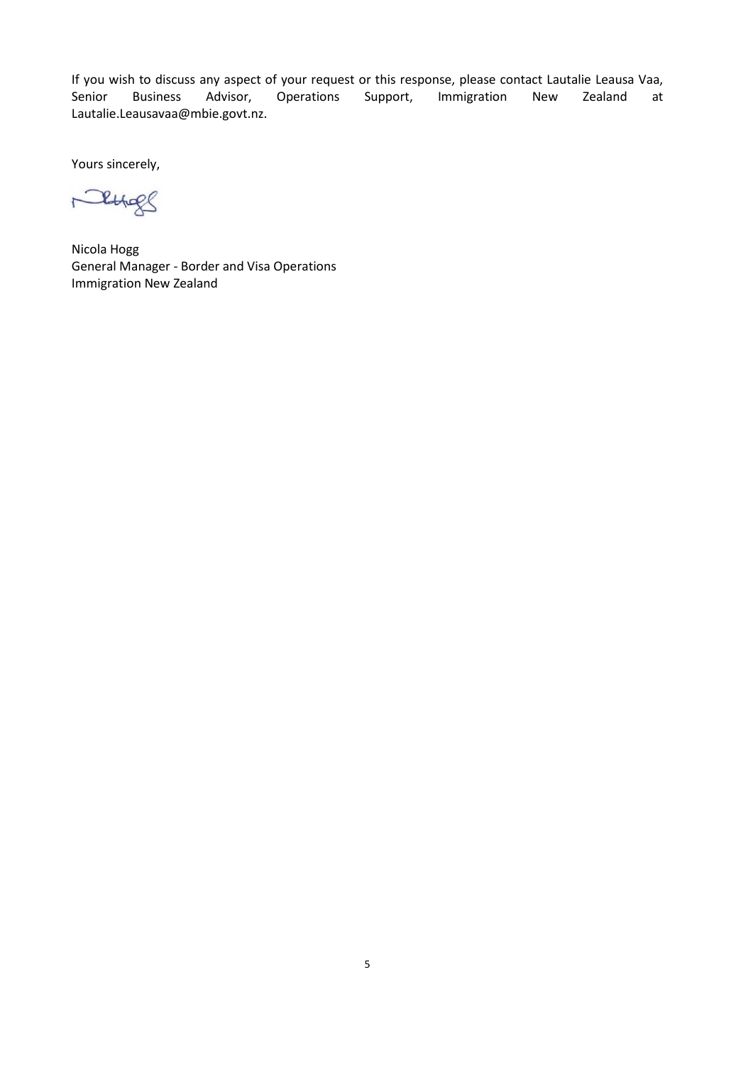If you wish to discuss any aspect of your request or this response, please contact Lautalie Leausa Vaa, Senior Business Advisor, Operations Support, Immigration New Zealand at Lautalie.Leausavaa@mbie.govt.nz.

Yours sincerely,

Nicola Hogg
General Manager - Border and Visa Operations
Immigration New Zealand